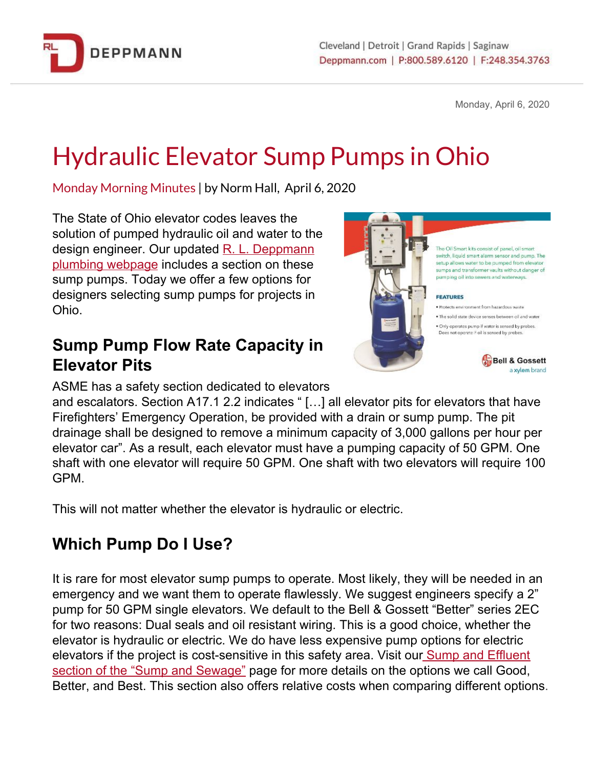Monday, April 6, 2020

# Hydraulic Elevator Sump Pumps in Ohio

Monday Morning Minutes | by Norm Hall, April 6, 2020

The State of Ohio elevator codes leaves the solution of pumped hydraulic oil and water to the design engineer. Our updated R. L. Deppmann plumbing webpage includes a section on these sump pumps. Today we offer a few options for designers selecting sump pumps for projects in Ohio.

The Oil Smart kits consist of panel, oil smart switch, liquid smart alarm sensor and pump. The setup allows water to be pumped from elevator sumps and transformer vaults without danger of pumping oil into sewers and waterways.

FEATURES

- Protects environment from hazardous waste
- The solid state device senses between oil and water
- Only operates pump if water is sensed by probes. Does not operate if oil is sensed by probes.

Bell & Gossett a xylem brand

## Sump Pump Flow Rate Capacity in Elevator Pits

ASME has a safety section dedicated to elevators and escalators. Section A17.1 2.2 indicates " […] all elevator pits for elevators that have Firefighters' Emergency Operation, be provided with a drain or sump pump. The pit drainage shall be designed to remove a minimum capacity of 3,000 gallons per hour per elevator car". As a result, each elevator must have a pumping capacity of 50 GPM. One shaft with one elevator will require 50 GPM. One shaft with two elevators will require 100 GPM.

This will not matter whether the elevator is hydraulic or electric.

## Which Pump Do I Use?

It is rare for most elevator sump pumps to operate. Most likely, they will be needed in an emergency and we want them to operate flawlessly. We suggest engineers specify a 2" pump for 50 GPM single elevators. We default to the Bell & Gossett "Better" series 2EC for two reasons: Dual seals and oil resistant wiring. This is a good choice, whether the elevator is hydraulic or electric. We do have less expensive pump options for electric elevators if the project is cost-sensitive in this safety area. Visit our Sump and Effluent section of the "Sump and Sewage" page for more details on the options we call Good, Better, and Best. This section also offers relative costs when comparing different options.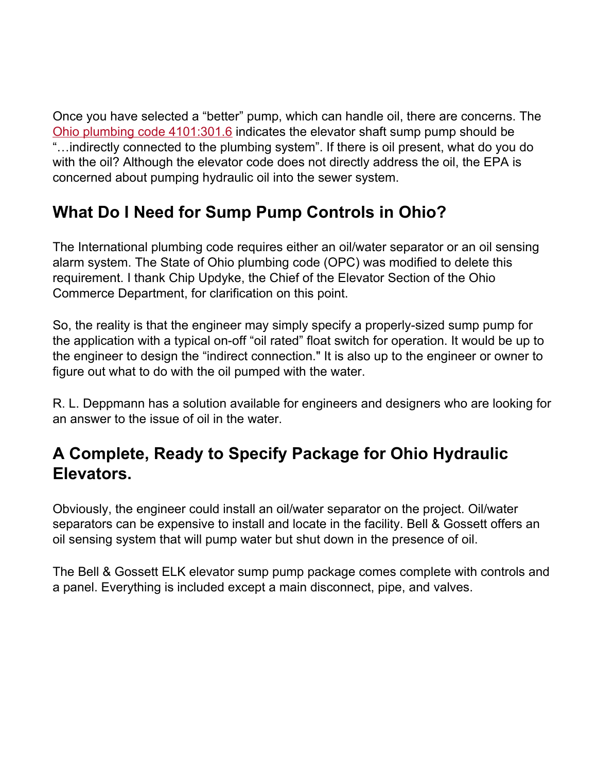Once you have selected a “better” pump, which can handle oil, there are concerns. The Ohio plumbing code 4101:301.6 indicates the elevator shaft sump pump should be “…indirectly connected to the plumbing system”. If there is oil present, what do you do with the oil? Although the elevator code does not directly address the oil, the EPA is concerned about pumping hydraulic oil into the sewer system.

## What Do I Need for Sump Pump Controls in Ohio?

The International plumbing code requires either an oil/water separator or an oil sensing alarm system. The State of Ohio plumbing code (OPC) was modified to delete this requirement. I thank Chip Updyke, the Chief of the Elevator Section of the Ohio Commerce Department, for clarification on this point.

So, the reality is that the engineer may simply specify a properly-sized sump pump for the application with a typical on-off “oil rated” float switch for operation. It would be up to the engineer to design the “indirect connection." It is also up to the engineer or owner to figure out what to do with the oil pumped with the water.

R. L. Deppmann has a solution available for engineers and designers who are looking for an answer to the issue of oil in the water.

## A Complete, Ready to Specify Package for Ohio Hydraulic Elevators.

Obviously, the engineer could install an oil/water separator on the project. Oil/water separators can be expensive to install and locate in the facility. Bell & Gossett offers an oil sensing system that will pump water but shut down in the presence of oil.

The Bell & Gossett ELK elevator sump pump package comes complete with controls and a panel. Everything is included except a main disconnect, pipe, and valves.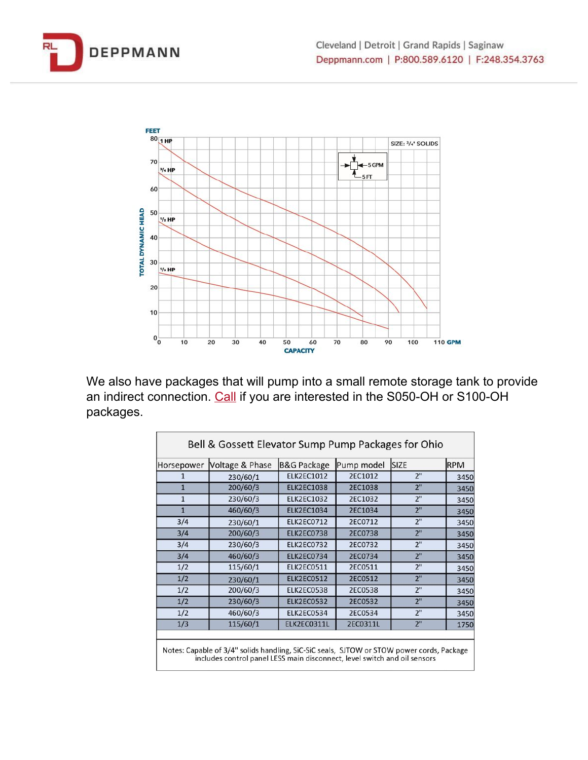FEET

80

70

60

50

40

30

20

10

0

TOTAL DYNAMIC HEAD

1 HP

3/4 HP

1/2 HP

1/3 HP

SIZE: 3/4" SOLIDS

5 GPM

5 FT

0 10 20 30 40 50 60 70 80 90 100 110 GPM

CAPACITY

We also have packages that will pump into a small remote storage tank to provide an indirect connection. Call if you are interested in the S050-OH or S100-OH packages.

| Bell & Gossett Elevator Sump Pump Packages for Ohio | | | | | |
|---|---|---|---|---|---|
| Horsepower | Voltage & Phase | B&G Package | Pump model | SIZE | RPM |
| 1 | 230/60/1 | ELK2EC1012 | 2EC1012 | 2" | 3450 |
| 1 | 200/60/3 | ELK2EC1038 | 2EC1038 | 2" | 3450 |
| 1 | 230/60/3 | ELK2EC1032 | 2EC1032 | 2" | 3450 |
| 1 | 460/60/3 | ELK2EC1034 | 2EC1034 | 2" | 3450 |
| 3/4 | 230/60/1 | ELK2EC0712 | 2EC0712 | 2" | 3450 |
| 3/4 | 200/60/3 | ELK2EC0738 | 2EC0738 | 2" | 3450 |
| 3/4 | 230/60/3 | ELK2EC0732 | 2EC0732 | 2" | 3450 |
| 3/4 | 460/60/3 | ELK2EC0734 | 2EC0734 | 2" | 3450 |
| 1/2 | 115/60/1 | ELK2EC0511 | 2EC0511 | 2" | 3450 |
| 1/2 | 230/60/1 | ELK2EC0512 | 2EC0512 | 2" | 3450 |
| 1/2 | 200/60/3 | ELK2EC0538 | 2EC0538 | 2" | 3450 |
| 1/2 | 230/60/3 | ELK2EC0532 | 2EC0532 | 2" | 3450 |
| 1/2 | 460/60/3 | ELK2EC0534 | 2EC0534 | 2" | 3450 |
| 1/3 | 115/60/1 | ELK2EC0311L | 2EC0311L | 2" | 1750 |

Notes: Capable of 3/4" solids handling, SiC-SiC seals, SJTOW or STOW power cords, Package includes control panel LESS main disconnect, level switch and oil sensors